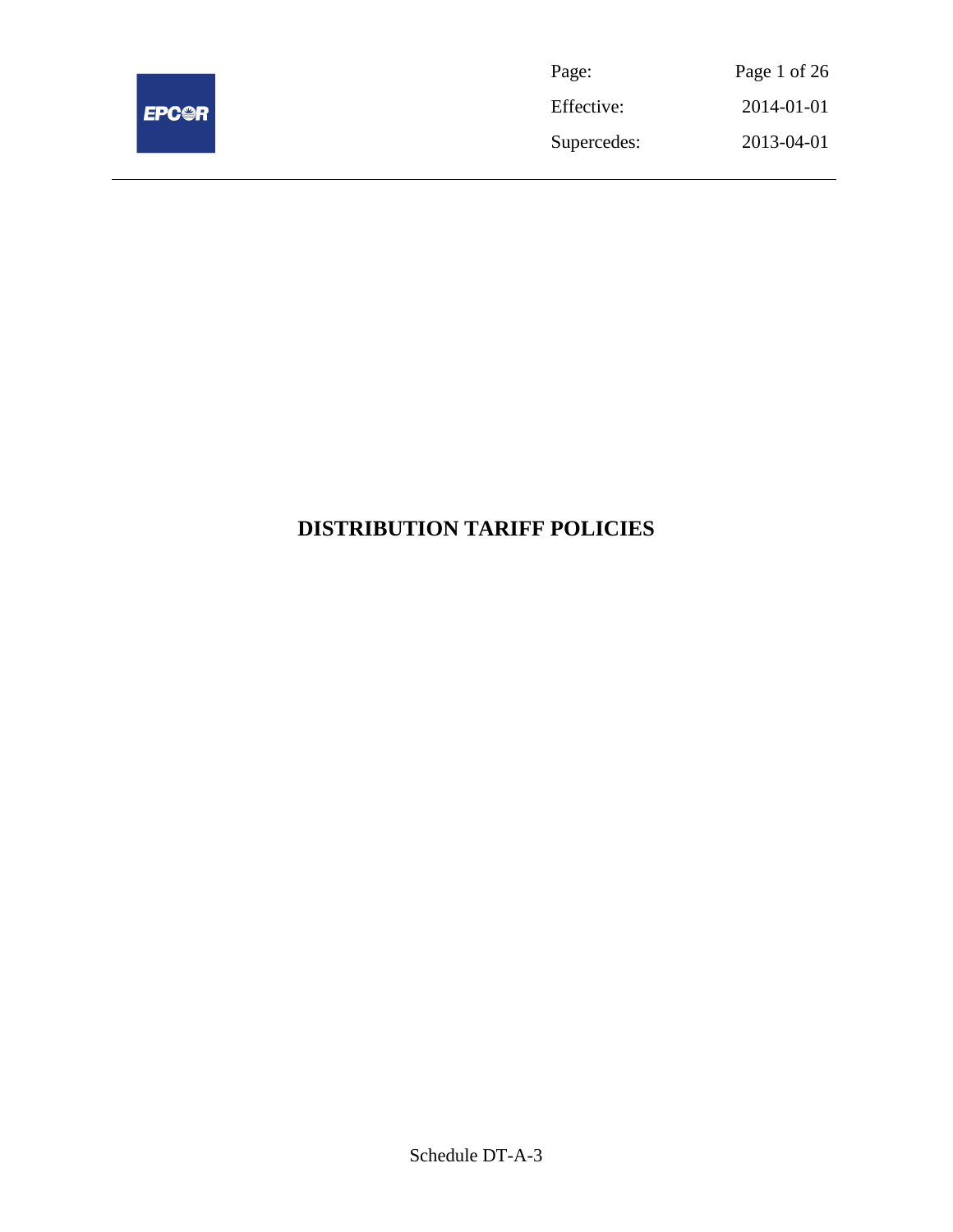| Page: | Page 1 of 26 |
| --- | --- |
| Effective: | 2014-01-01 |
| Supercedes: | 2013-04-01 |

# DISTRIBUTION TARIFF POLICIES

Schedule DT-A-3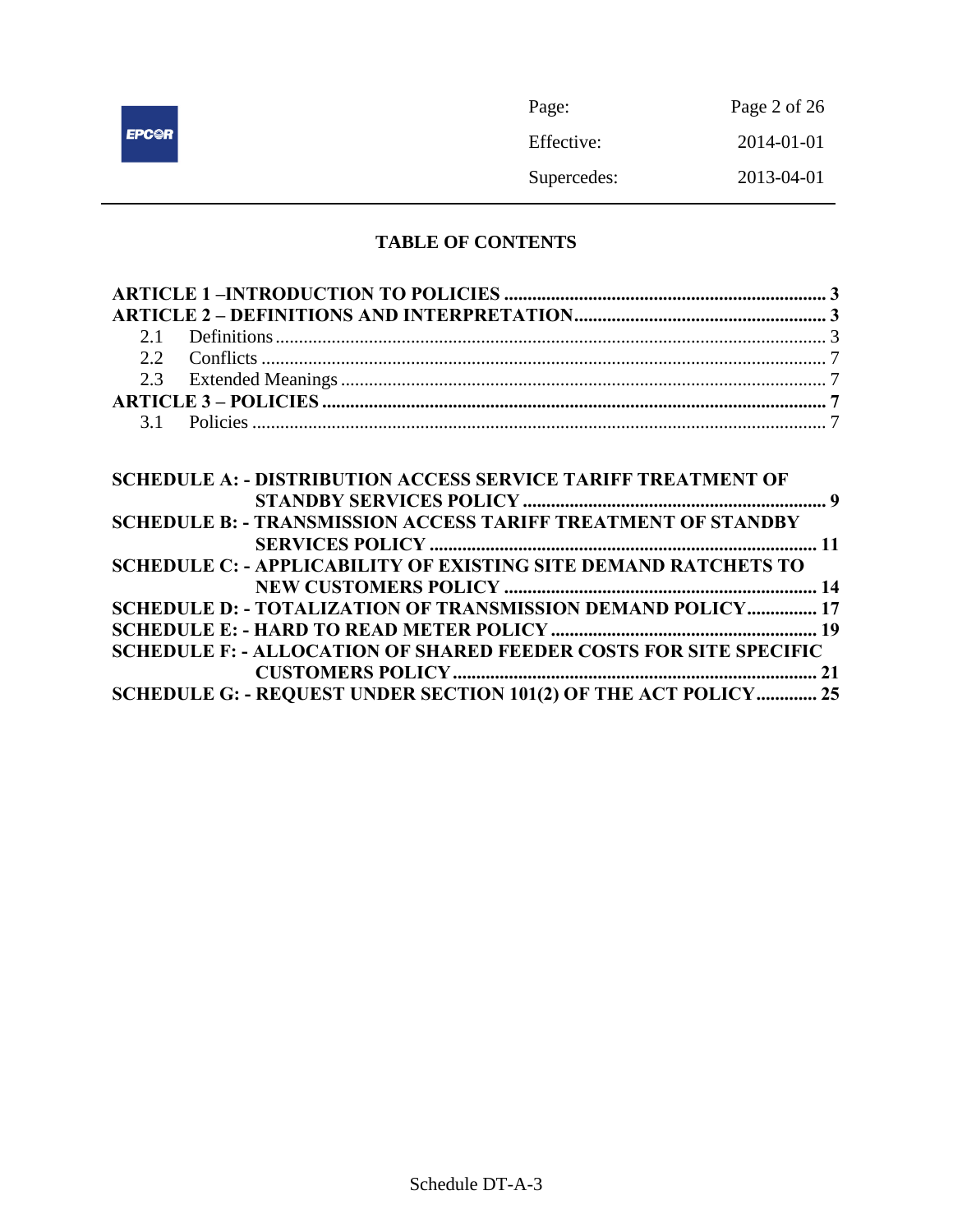## TABLE OF CONTENTS

**ARTICLE 1 –INTRODUCTION TO POLICIES ..................................................................... 3**

**ARTICLE 2 – DEFINITIONS AND INTERPRETATION...................................................... 3**

2.1 Definitions ..................................................................................................................... 3

2.2 Conflicts ........................................................................................................................ 7

2.3 Extended Meanings ....................................................................................................... 7

**ARTICLE 3 – POLICIES ........................................................................................................ 7**

3.1 Policies .......................................................................................................................... 7

**SCHEDULE A: - DISTRIBUTION ACCESS SERVICE TARIFF TREATMENT OF STANDBY SERVICES POLICY ................................................................. 9**

**SCHEDULE B: - TRANSMISSION ACCESS TARIFF TREATMENT OF STANDBY SERVICES POLICY ................................................................................... 11**

**SCHEDULE C: - APPLICABILITY OF EXISTING SITE DEMAND RATCHETS TO NEW CUSTOMERS POLICY .................................................................. 14**

**SCHEDULE D: - TOTALIZATION OF TRANSMISSION DEMAND POLICY............... 17**

**SCHEDULE E: - HARD TO READ METER POLICY ......................................................... 19**

**SCHEDULE F: - ALLOCATION OF SHARED FEEDER COSTS FOR SITE SPECIFIC CUSTOMERS POLICY ............................................................................. 21**

**SCHEDULE G: - REQUEST UNDER SECTION 101(2) OF THE ACT POLICY............. 25**

Schedule DT-A-3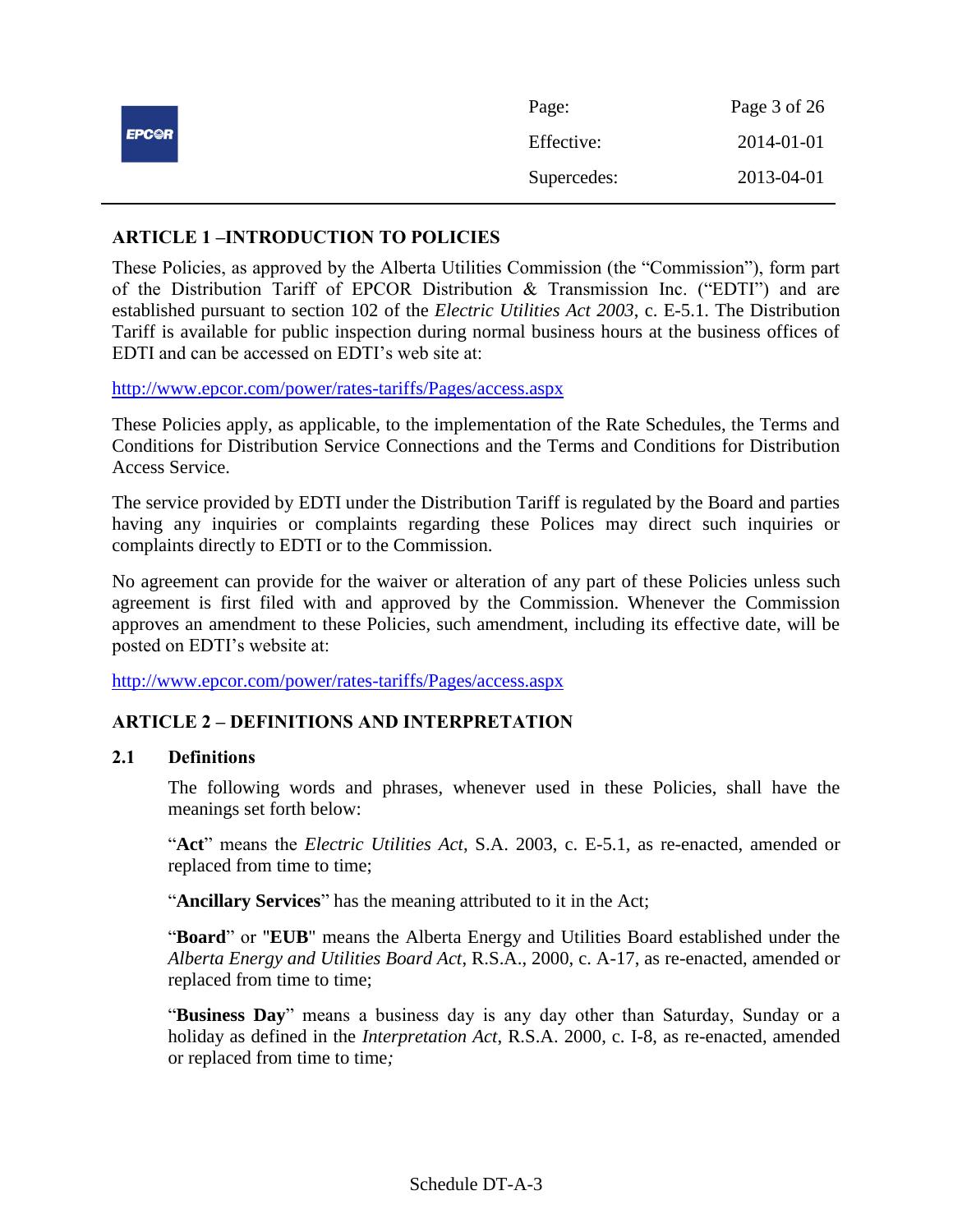## ARTICLE 1 –INTRODUCTION TO POLICIES

These Policies, as approved by the Alberta Utilities Commission (the "Commission"), form part of the Distribution Tariff of EPCOR Distribution & Transmission Inc. ("EDTI") and are established pursuant to section 102 of the *Electric Utilities Act 2003*, c. E-5.1. The Distribution Tariff is available for public inspection during normal business hours at the business offices of EDTI and can be accessed on EDTI's web site at:

http://www.epcor.com/power/rates-tariffs/Pages/access.aspx

These Policies apply, as applicable, to the implementation of the Rate Schedules, the Terms and Conditions for Distribution Service Connections and the Terms and Conditions for Distribution Access Service.

The service provided by EDTI under the Distribution Tariff is regulated by the Board and parties having any inquiries or complaints regarding these Polices may direct such inquiries or complaints directly to EDTI or to the Commission.

No agreement can provide for the waiver or alteration of any part of these Policies unless such agreement is first filed with and approved by the Commission. Whenever the Commission approves an amendment to these Policies, such amendment, including its effective date, will be posted on EDTI's website at:

http://www.epcor.com/power/rates-tariffs/Pages/access.aspx

## ARTICLE 2 – DEFINITIONS AND INTERPRETATION

### 2.1 Definitions

The following words and phrases, whenever used in these Policies, shall have the meanings set forth below:

"**Act**" means the *Electric Utilities Act*, S.A. 2003, c. E-5.1, as re-enacted, amended or replaced from time to time;

"**Ancillary Services**" has the meaning attributed to it in the Act;

"**Board**" or "**EUB**" means the Alberta Energy and Utilities Board established under the *Alberta Energy and Utilities Board Act*, R.S.A., 2000, c. A-17, as re-enacted, amended or replaced from time to time;

"**Business Day**" means a business day is any day other than Saturday, Sunday or a holiday as defined in the *Interpretation Act*, R.S.A. 2000, c. I-8, as re-enacted, amended or replaced from time to time*;*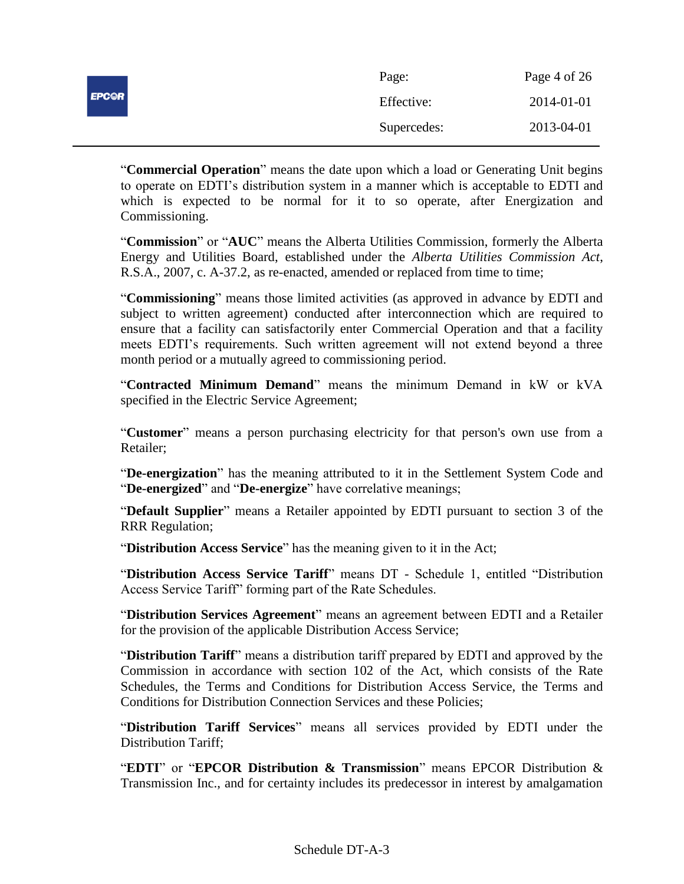"**Commercial Operation**" means the date upon which a load or Generating Unit begins to operate on EDTI's distribution system in a manner which is acceptable to EDTI and which is expected to be normal for it to so operate, after Energization and Commissioning.

"**Commission**" or "**AUC**" means the Alberta Utilities Commission, formerly the Alberta Energy and Utilities Board, established under the *Alberta Utilities Commission Act*, R.S.A., 2007, c. A-37.2, as re-enacted, amended or replaced from time to time;

"**Commissioning**" means those limited activities (as approved in advance by EDTI and subject to written agreement) conducted after interconnection which are required to ensure that a facility can satisfactorily enter Commercial Operation and that a facility meets EDTI's requirements. Such written agreement will not extend beyond a three month period or a mutually agreed to commissioning period.

"**Contracted Minimum Demand**" means the minimum Demand in kW or kVA specified in the Electric Service Agreement;

"**Customer**" means a person purchasing electricity for that person's own use from a Retailer;

"**De-energization**" has the meaning attributed to it in the Settlement System Code and "**De-energized**" and "**De-energize**" have correlative meanings;

"**Default Supplier**" means a Retailer appointed by EDTI pursuant to section 3 of the RRR Regulation;

"**Distribution Access Service**" has the meaning given to it in the Act;

"**Distribution Access Service Tariff**" means DT - Schedule 1, entitled "Distribution Access Service Tariff" forming part of the Rate Schedules.

"**Distribution Services Agreement**" means an agreement between EDTI and a Retailer for the provision of the applicable Distribution Access Service;

"**Distribution Tariff**" means a distribution tariff prepared by EDTI and approved by the Commission in accordance with section 102 of the Act, which consists of the Rate Schedules, the Terms and Conditions for Distribution Access Service, the Terms and Conditions for Distribution Connection Services and these Policies;

"**Distribution Tariff Services**" means all services provided by EDTI under the Distribution Tariff;

"**EDTI**" or "**EPCOR Distribution & Transmission**" means EPCOR Distribution & Transmission Inc., and for certainty includes its predecessor in interest by amalgamation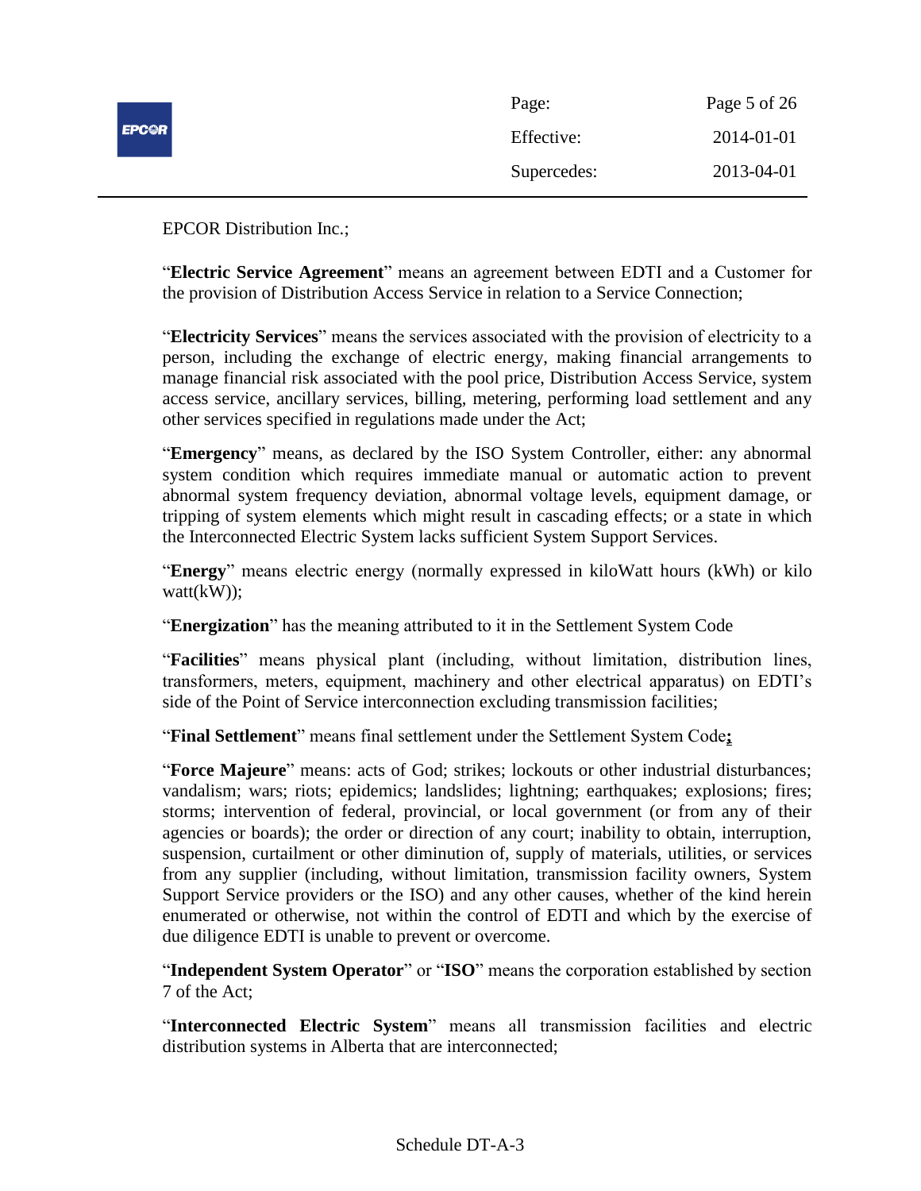EPCOR Distribution Inc.;

"**Electric Service Agreement**" means an agreement between EDTI and a Customer for the provision of Distribution Access Service in relation to a Service Connection;

"**Electricity Services**" means the services associated with the provision of electricity to a person, including the exchange of electric energy, making financial arrangements to manage financial risk associated with the pool price, Distribution Access Service, system access service, ancillary services, billing, metering, performing load settlement and any other services specified in regulations made under the Act;

"**Emergency**" means, as declared by the ISO System Controller, either: any abnormal system condition which requires immediate manual or automatic action to prevent abnormal system frequency deviation, abnormal voltage levels, equipment damage, or tripping of system elements which might result in cascading effects; or a state in which the Interconnected Electric System lacks sufficient System Support Services.

"**Energy**" means electric energy (normally expressed in kiloWatt hours (kWh) or kilo watt(kW));

"**Energization**" has the meaning attributed to it in the Settlement System Code

"**Facilities**" means physical plant (including, without limitation, distribution lines, transformers, meters, equipment, machinery and other electrical apparatus) on EDTI's side of the Point of Service interconnection excluding transmission facilities;

"**Final Settlement**" means final settlement under the Settlement System Code**;**

"**Force Majeure**" means: acts of God; strikes; lockouts or other industrial disturbances; vandalism; wars; riots; epidemics; landslides; lightning; earthquakes; explosions; fires; storms; intervention of federal, provincial, or local government (or from any of their agencies or boards); the order or direction of any court; inability to obtain, interruption, suspension, curtailment or other diminution of, supply of materials, utilities, or services from any supplier (including, without limitation, transmission facility owners, System Support Service providers or the ISO) and any other causes, whether of the kind herein enumerated or otherwise, not within the control of EDTI and which by the exercise of due diligence EDTI is unable to prevent or overcome.

"**Independent System Operator**" or "**ISO**" means the corporation established by section 7 of the Act;

"**Interconnected Electric System**" means all transmission facilities and electric distribution systems in Alberta that are interconnected;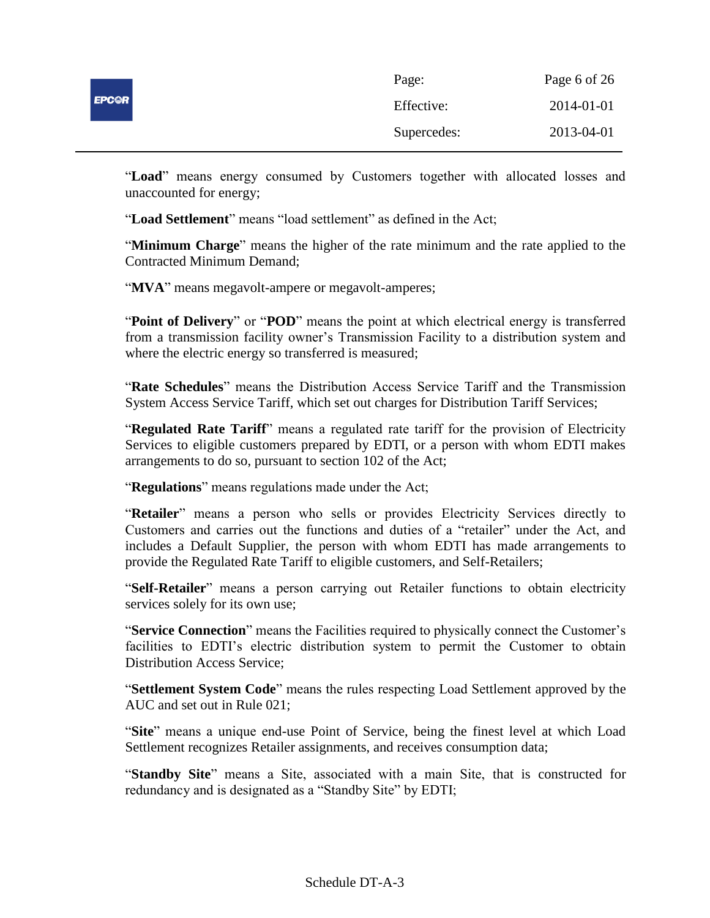"**Load**" means energy consumed by Customers together with allocated losses and unaccounted for energy;

"**Load Settlement**" means "load settlement" as defined in the Act;

"**Minimum Charge**" means the higher of the rate minimum and the rate applied to the Contracted Minimum Demand;

"**MVA**" means megavolt-ampere or megavolt-amperes;

"**Point of Delivery**" or "**POD**" means the point at which electrical energy is transferred from a transmission facility owner's Transmission Facility to a distribution system and where the electric energy so transferred is measured;

"**Rate Schedules**" means the Distribution Access Service Tariff and the Transmission System Access Service Tariff, which set out charges for Distribution Tariff Services;

"**Regulated Rate Tariff**" means a regulated rate tariff for the provision of Electricity Services to eligible customers prepared by EDTI, or a person with whom EDTI makes arrangements to do so, pursuant to section 102 of the Act;

"**Regulations**" means regulations made under the Act;

"**Retailer**" means a person who sells or provides Electricity Services directly to Customers and carries out the functions and duties of a "retailer" under the Act, and includes a Default Supplier, the person with whom EDTI has made arrangements to provide the Regulated Rate Tariff to eligible customers, and Self-Retailers;

"**Self-Retailer**" means a person carrying out Retailer functions to obtain electricity services solely for its own use;

"**Service Connection**" means the Facilities required to physically connect the Customer's facilities to EDTI's electric distribution system to permit the Customer to obtain Distribution Access Service;

"**Settlement System Code**" means the rules respecting Load Settlement approved by the AUC and set out in Rule 021;

"**Site**" means a unique end-use Point of Service, being the finest level at which Load Settlement recognizes Retailer assignments, and receives consumption data;

"**Standby Site**" means a Site, associated with a main Site, that is constructed for redundancy and is designated as a "Standby Site" by EDTI;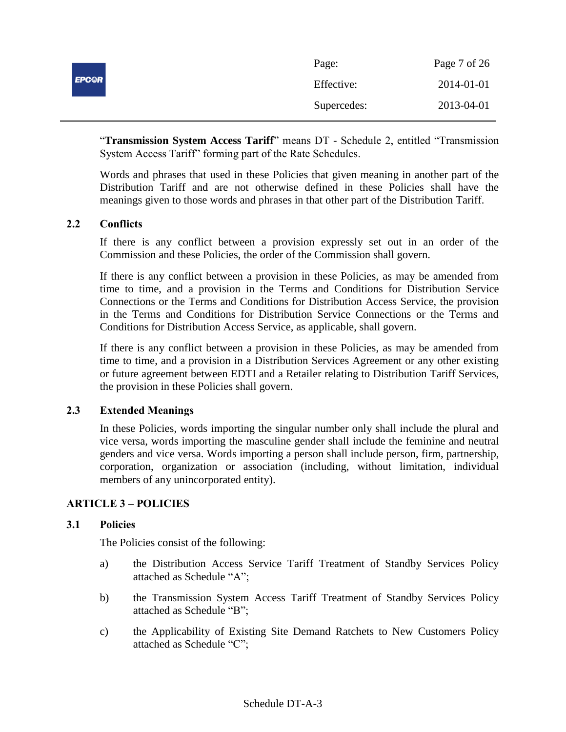"**Transmission System Access Tariff**" means DT - Schedule 2, entitled "Transmission System Access Tariff" forming part of the Rate Schedules.

Words and phrases that used in these Policies that given meaning in another part of the Distribution Tariff and are not otherwise defined in these Policies shall have the meanings given to those words and phrases in that other part of the Distribution Tariff.

### 2.2 Conflicts

If there is any conflict between a provision expressly set out in an order of the Commission and these Policies, the order of the Commission shall govern.

If there is any conflict between a provision in these Policies, as may be amended from time to time, and a provision in the Terms and Conditions for Distribution Service Connections or the Terms and Conditions for Distribution Access Service, the provision in the Terms and Conditions for Distribution Service Connections or the Terms and Conditions for Distribution Access Service, as applicable, shall govern.

If there is any conflict between a provision in these Policies, as may be amended from time to time, and a provision in a Distribution Services Agreement or any other existing or future agreement between EDTI and a Retailer relating to Distribution Tariff Services, the provision in these Policies shall govern.

### 2.3 Extended Meanings

In these Policies, words importing the singular number only shall include the plural and vice versa, words importing the masculine gender shall include the feminine and neutral genders and vice versa. Words importing a person shall include person, firm, partnership, corporation, organization or association (including, without limitation, individual members of any unincorporated entity).

## ARTICLE 3 – POLICIES

### 3.1 Policies

The Policies consist of the following:

a) the Distribution Access Service Tariff Treatment of Standby Services Policy attached as Schedule "A";

b) the Transmission System Access Tariff Treatment of Standby Services Policy attached as Schedule "B";

c) the Applicability of Existing Site Demand Ratchets to New Customers Policy attached as Schedule "C";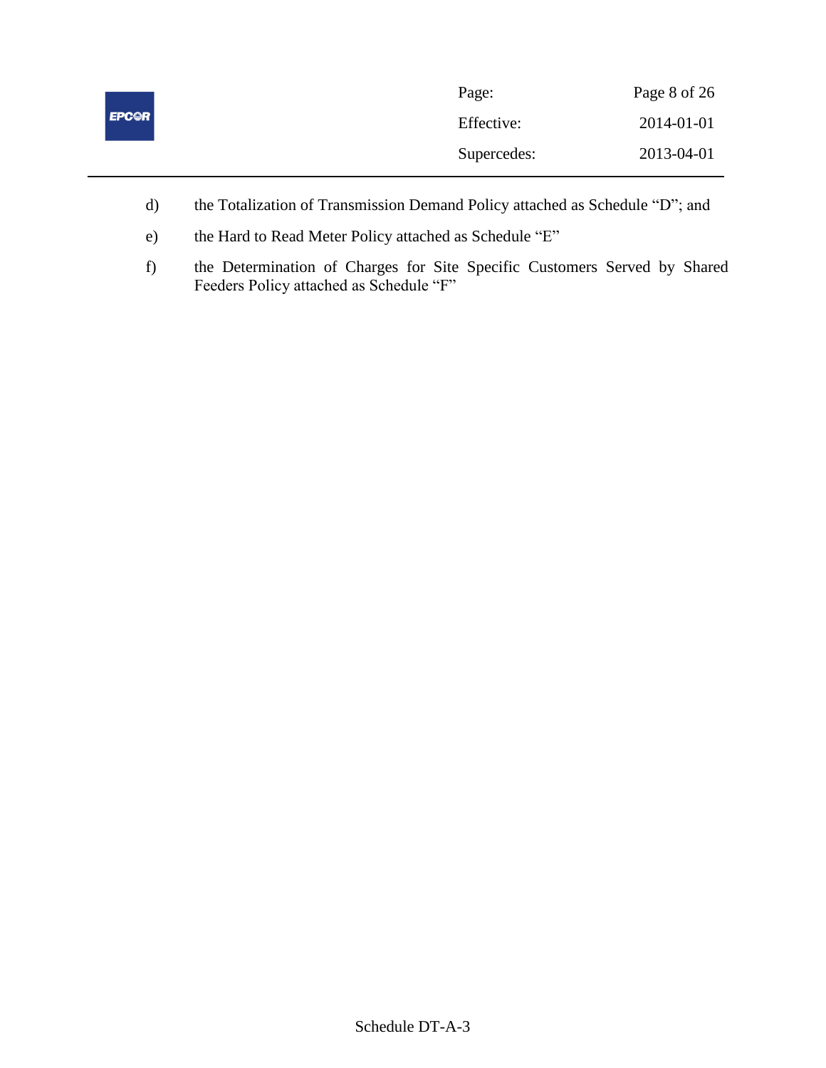d) the Totalization of Transmission Demand Policy attached as Schedule "D"; and

e) the Hard to Read Meter Policy attached as Schedule "E"

f) the Determination of Charges for Site Specific Customers Served by Shared Feeders Policy attached as Schedule "F"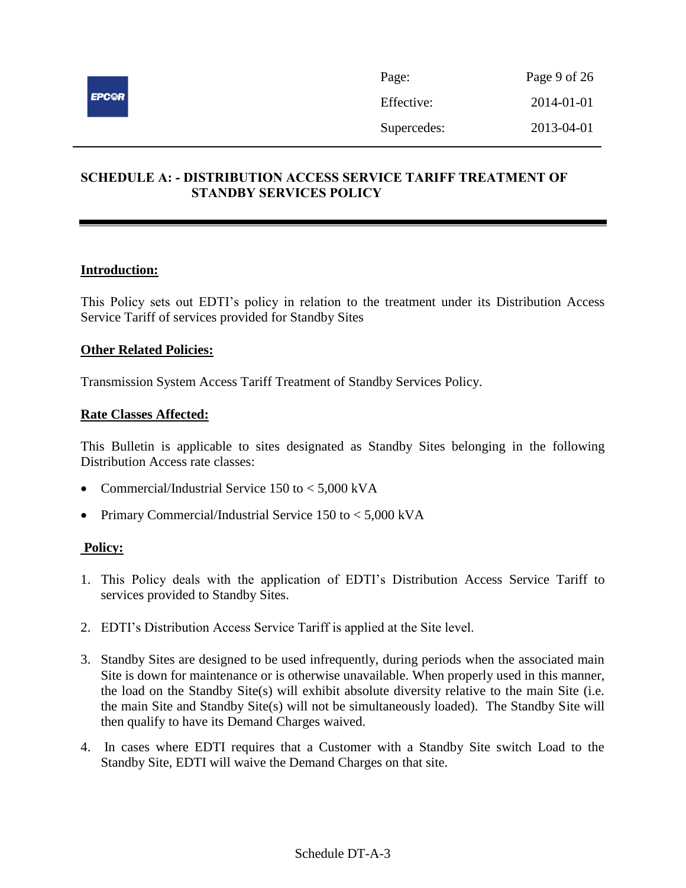## SCHEDULE A: - DISTRIBUTION ACCESS SERVICE TARIFF TREATMENT OF STANDBY SERVICES POLICY

**Introduction:**

This Policy sets out EDTI's policy in relation to the treatment under its Distribution Access Service Tariff of services provided for Standby Sites

**Other Related Policies:**

Transmission System Access Tariff Treatment of Standby Services Policy.

**Rate Classes Affected:**

This Bulletin is applicable to sites designated as Standby Sites belonging in the following Distribution Access rate classes:

- Commercial/Industrial Service 150 to < 5,000 kVA
- Primary Commercial/Industrial Service 150 to < 5,000 kVA

**Policy:**

1. This Policy deals with the application of EDTI's Distribution Access Service Tariff to services provided to Standby Sites.
2. EDTI's Distribution Access Service Tariff is applied at the Site level.
3. Standby Sites are designed to be used infrequently, during periods when the associated main Site is down for maintenance or is otherwise unavailable. When properly used in this manner, the load on the Standby Site(s) will exhibit absolute diversity relative to the main Site (i.e. the main Site and Standby Site(s) will not be simultaneously loaded). The Standby Site will then qualify to have its Demand Charges waived.
4. In cases where EDTI requires that a Customer with a Standby Site switch Load to the Standby Site, EDTI will waive the Demand Charges on that site.

Schedule DT-A-3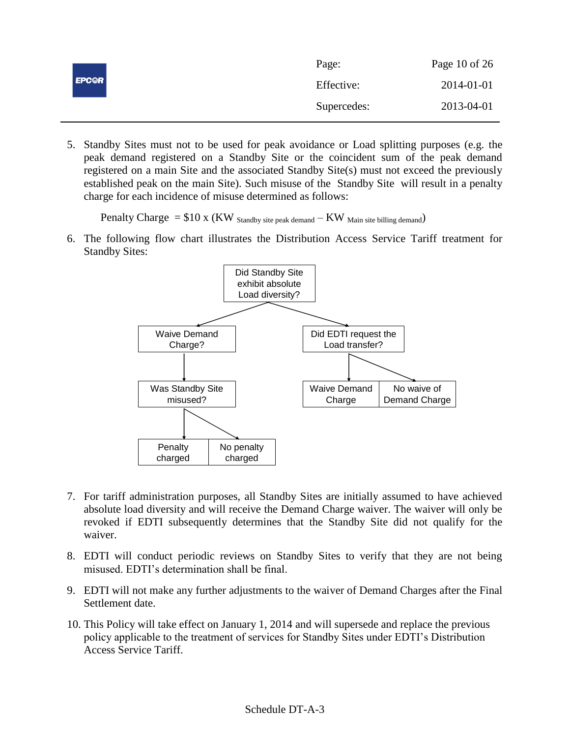5. Standby Sites must not to be used for peak avoidance or Load splitting purposes (e.g. the peak demand registered on a Standby Site or the coincident sum of the peak demand registered on a main Site and the associated Standby Site(s) must not exceed the previously established peak on the main Site). Such misuse of the Standby Site will result in a penalty charge for each incidence of misuse determined as follows:

   $$\text{Penalty Charge} = \$10 \times (KW_{\text{Standby site peak demand}} - KW_{\text{Main site billing demand}})$$

6. The following flow chart illustrates the Distribution Access Service Tariff treatment for Standby Sites:

   - Did Standby Site exhibit absolute Load diversity?
     - Waive Demand Charge?
       - Was Standby Site misused?
         - Penalty charged
         - No penalty charged
     - Did EDTI request the Load transfer?
       - Waive Demand Charge
       - No waive of Demand Charge

7. For tariff administration purposes, all Standby Sites are initially assumed to have achieved absolute load diversity and will receive the Demand Charge waiver. The waiver will only be revoked if EDTI subsequently determines that the Standby Site did not qualify for the waiver.

8. EDTI will conduct periodic reviews on Standby Sites to verify that they are not being misused. EDTI's determination shall be final.

9. EDTI will not make any further adjustments to the waiver of Demand Charges after the Final Settlement date.

10. This Policy will take effect on January 1, 2014 and will supersede and replace the previous policy applicable to the treatment of services for Standby Sites under EDTI's Distribution Access Service Tariff.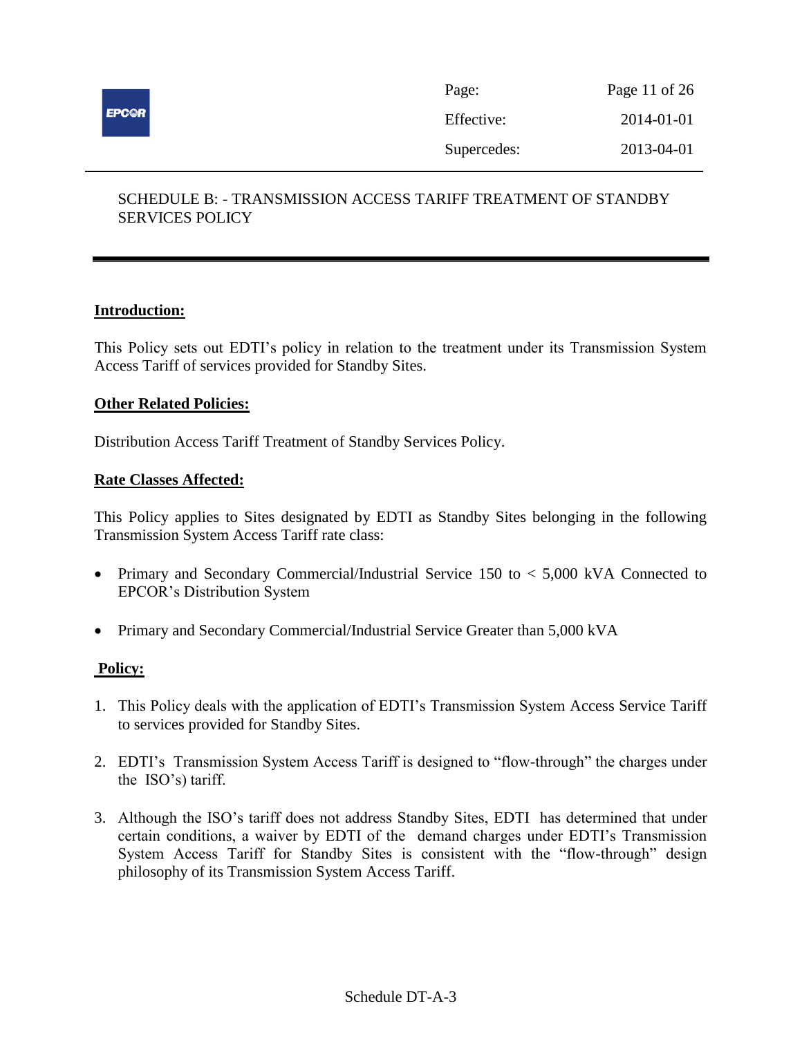SCHEDULE B: - TRANSMISSION ACCESS TARIFF TREATMENT OF STANDBY SERVICES POLICY

## Introduction:

This Policy sets out EDTI's policy in relation to the treatment under its Transmission System Access Tariff of services provided for Standby Sites.

## Other Related Policies:

Distribution Access Tariff Treatment of Standby Services Policy.

## Rate Classes Affected:

This Policy applies to Sites designated by EDTI as Standby Sites belonging in the following Transmission System Access Tariff rate class:

- Primary and Secondary Commercial/Industrial Service 150 to < 5,000 kVA Connected to EPCOR's Distribution System
- Primary and Secondary Commercial/Industrial Service Greater than 5,000 kVA

## Policy:

1. This Policy deals with the application of EDTI's Transmission System Access Service Tariff to services provided for Standby Sites.
2. EDTI's Transmission System Access Tariff is designed to "flow-through" the charges under the ISO's) tariff.
3. Although the ISO's tariff does not address Standby Sites, EDTI has determined that under certain conditions, a waiver by EDTI of the demand charges under EDTI's Transmission System Access Tariff for Standby Sites is consistent with the "flow-through" design philosophy of its Transmission System Access Tariff.

Schedule DT-A-3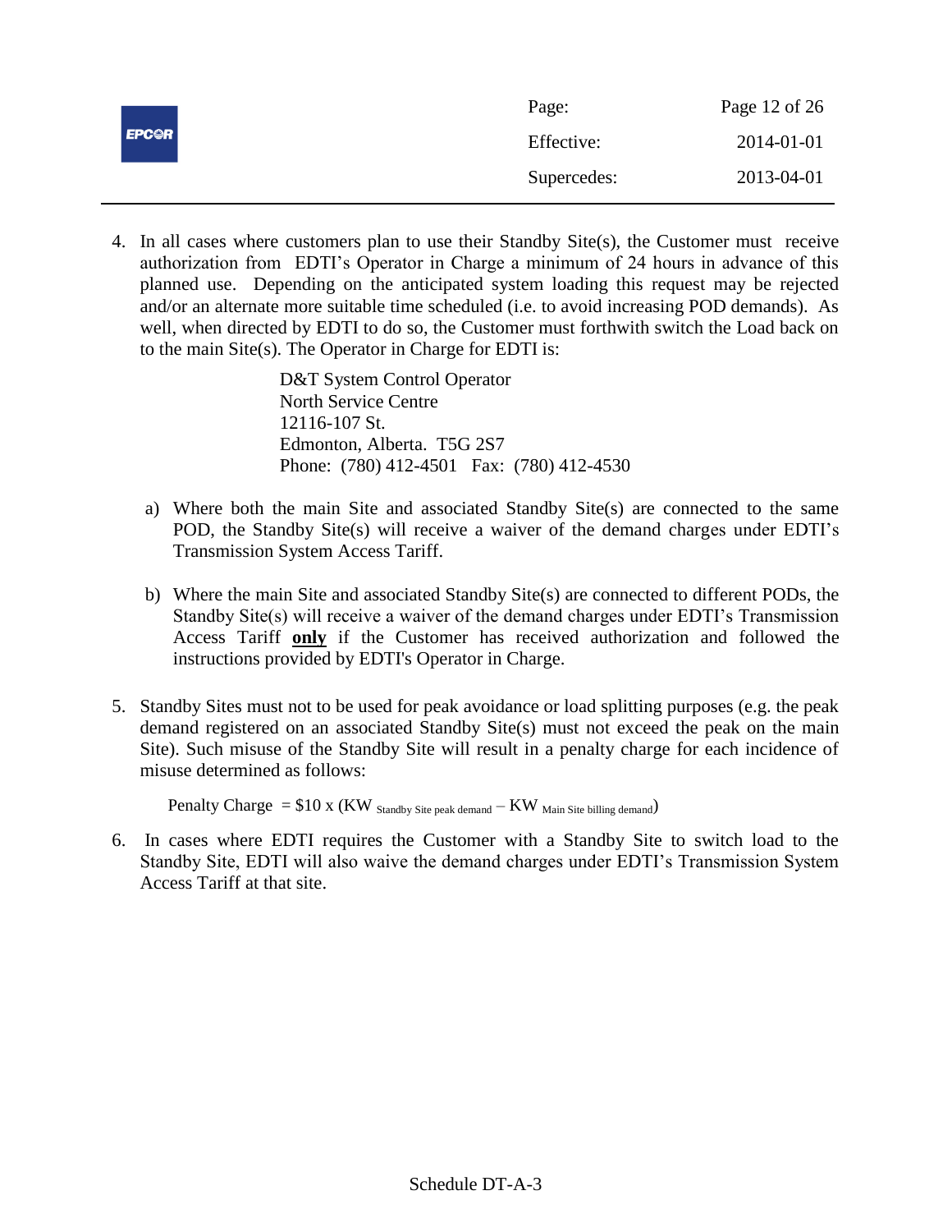4. In all cases where customers plan to use their Standby Site(s), the Customer must receive authorization from EDTI's Operator in Charge a minimum of 24 hours in advance of this planned use. Depending on the anticipated system loading this request may be rejected and/or an alternate more suitable time scheduled (i.e. to avoid increasing POD demands). As well, when directed by EDTI to do so, the Customer must forthwith switch the Load back on to the main Site(s). The Operator in Charge for EDTI is:

   D&T System Control Operator
   North Service Centre
   12116-107 St.
   Edmonton, Alberta. T5G 2S7
   Phone: (780) 412-4501 Fax: (780) 412-4530

   a) Where both the main Site and associated Standby Site(s) are connected to the same POD, the Standby Site(s) will receive a waiver of the demand charges under EDTI's Transmission System Access Tariff.

   b) Where the main Site and associated Standby Site(s) are connected to different PODs, the Standby Site(s) will receive a waiver of the demand charges under EDTI's Transmission Access Tariff **only** if the Customer has received authorization and followed the instructions provided by EDTI's Operator in Charge.

5. Standby Sites must not to be used for peak avoidance or load splitting purposes (e.g. the peak demand registered on an associated Standby Site(s) must not exceed the peak on the main Site). Such misuse of the Standby Site will result in a penalty charge for each incidence of misuse determined as follows:

   $$\text{Penalty Charge} = \$10 \times (KW_{\text{Standby Site peak demand}} - KW_{\text{Main Site billing demand}})$$

6. In cases where EDTI requires the Customer with a Standby Site to switch load to the Standby Site, EDTI will also waive the demand charges under EDTI's Transmission System Access Tariff at that site.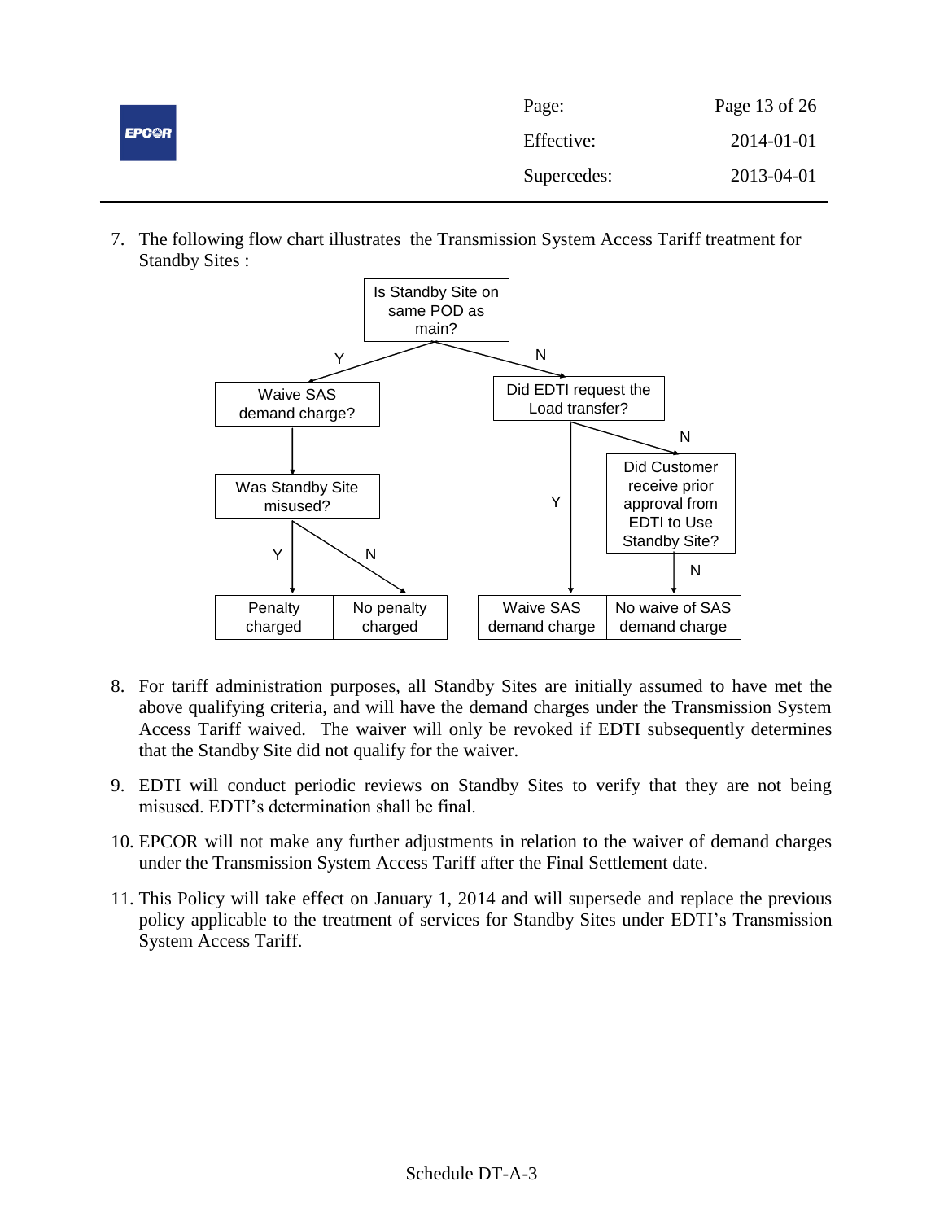7. The following flow chart illustrates the Transmission System Access Tariff treatment for Standby Sites :

- **Is Standby Site on same POD as main?**
  - **Y** → **Waive SAS demand charge?** → **Was Standby Site misused?**
    - **Y** → Penalty charged
    - **N** → No penalty charged
  - **N** → **Did EDTI request the Load transfer?**
    - **Y** → Waive SAS demand charge
    - **N** → **Did Customer receive prior approval from EDTI to Use Standby Site?**
      - **N** → No waive of SAS demand charge

8. For tariff administration purposes, all Standby Sites are initially assumed to have met the above qualifying criteria, and will have the demand charges under the Transmission System Access Tariff waived. The waiver will only be revoked if EDTI subsequently determines that the Standby Site did not qualify for the waiver.

9. EDTI will conduct periodic reviews on Standby Sites to verify that they are not being misused. EDTI's determination shall be final.

10. EPCOR will not make any further adjustments in relation to the waiver of demand charges under the Transmission System Access Tariff after the Final Settlement date.

11. This Policy will take effect on January 1, 2014 and will supersede and replace the previous policy applicable to the treatment of services for Standby Sites under EDTI's Transmission System Access Tariff.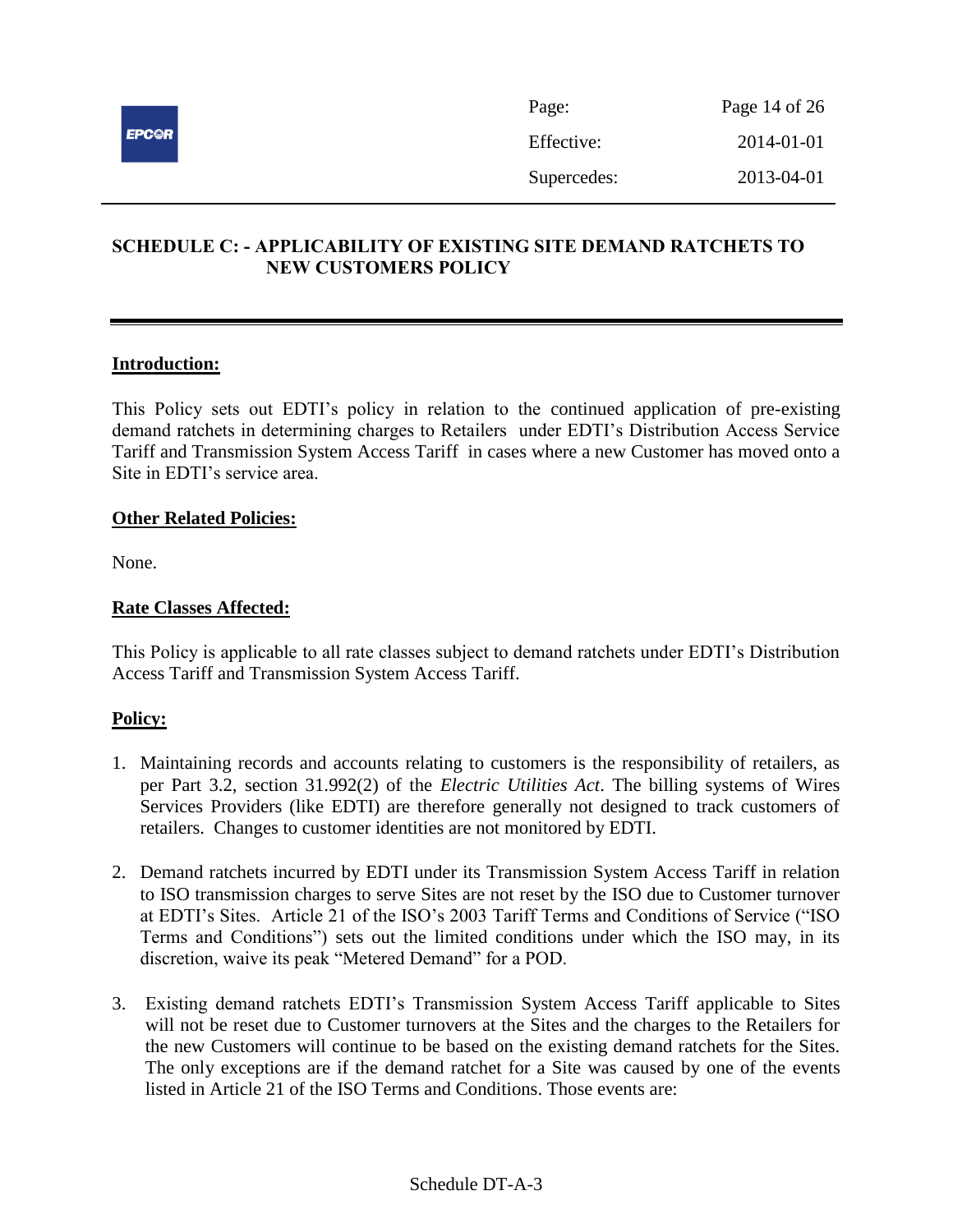## SCHEDULE C: - APPLICABILITY OF EXISTING SITE DEMAND RATCHETS TO NEW CUSTOMERS POLICY

**Introduction:**

This Policy sets out EDTI's policy in relation to the continued application of pre-existing demand ratchets in determining charges to Retailers under EDTI's Distribution Access Service Tariff and Transmission System Access Tariff in cases where a new Customer has moved onto a Site in EDTI's service area.

**Other Related Policies:**

None.

**Rate Classes Affected:**

This Policy is applicable to all rate classes subject to demand ratchets under EDTI's Distribution Access Tariff and Transmission System Access Tariff.

**Policy:**

1. Maintaining records and accounts relating to customers is the responsibility of retailers, as per Part 3.2, section 31.992(2) of the *Electric Utilities Act*. The billing systems of Wires Services Providers (like EDTI) are therefore generally not designed to track customers of retailers. Changes to customer identities are not monitored by EDTI.
2. Demand ratchets incurred by EDTI under its Transmission System Access Tariff in relation to ISO transmission charges to serve Sites are not reset by the ISO due to Customer turnover at EDTI's Sites. Article 21 of the ISO's 2003 Tariff Terms and Conditions of Service ("ISO Terms and Conditions") sets out the limited conditions under which the ISO may, in its discretion, waive its peak "Metered Demand" for a POD.
3. Existing demand ratchets EDTI's Transmission System Access Tariff applicable to Sites will not be reset due to Customer turnovers at the Sites and the charges to the Retailers for the new Customers will continue to be based on the existing demand ratchets for the Sites. The only exceptions are if the demand ratchet for a Site was caused by one of the events listed in Article 21 of the ISO Terms and Conditions. Those events are: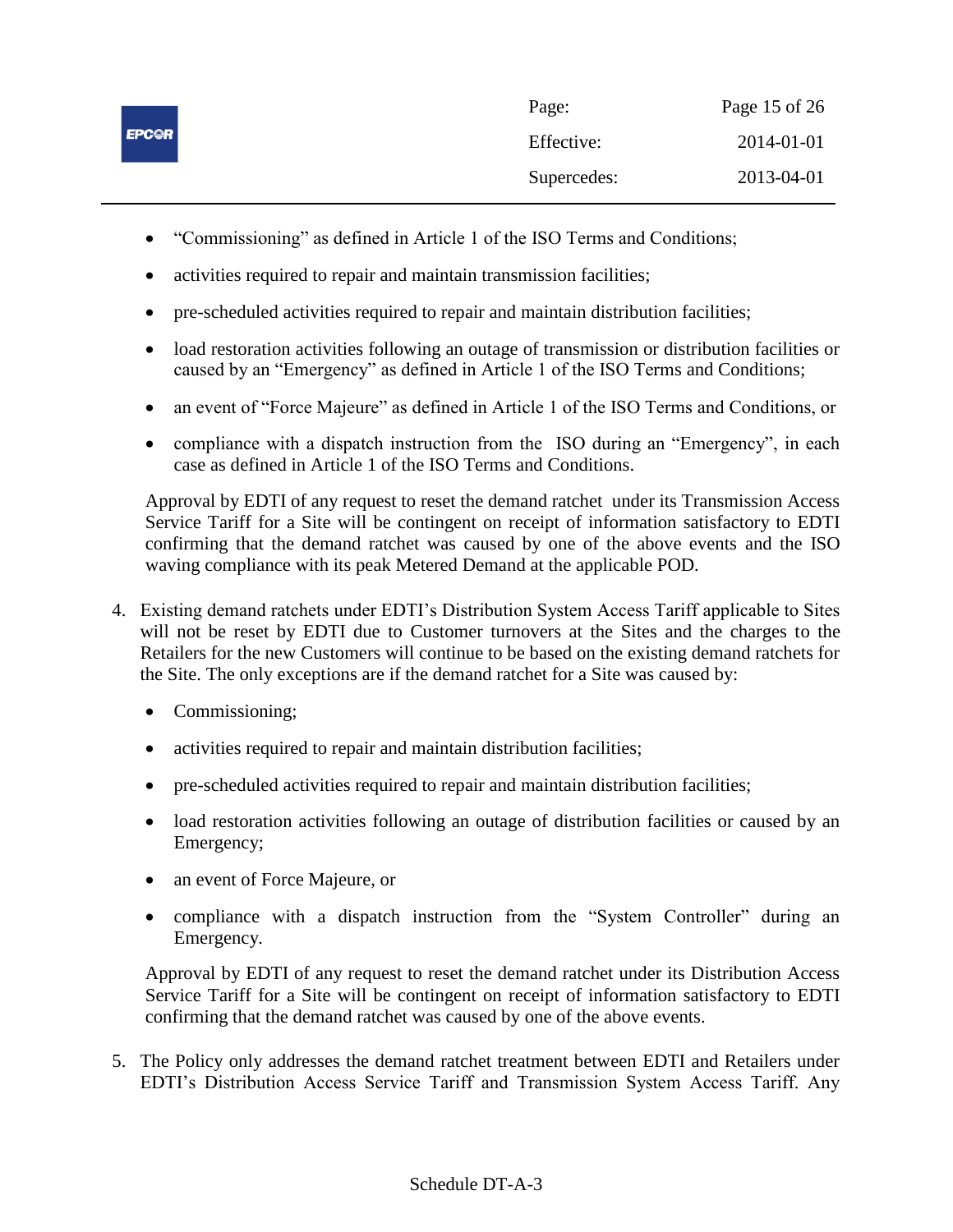- "Commissioning" as defined in Article 1 of the ISO Terms and Conditions;
- activities required to repair and maintain transmission facilities;
- pre-scheduled activities required to repair and maintain distribution facilities;
- load restoration activities following an outage of transmission or distribution facilities or caused by an "Emergency" as defined in Article 1 of the ISO Terms and Conditions;
- an event of "Force Majeure" as defined in Article 1 of the ISO Terms and Conditions, or
- compliance with a dispatch instruction from the ISO during an "Emergency", in each case as defined in Article 1 of the ISO Terms and Conditions.

Approval by EDTI of any request to reset the demand ratchet under its Transmission Access Service Tariff for a Site will be contingent on receipt of information satisfactory to EDTI confirming that the demand ratchet was caused by one of the above events and the ISO waving compliance with its peak Metered Demand at the applicable POD.

4. Existing demand ratchets under EDTI's Distribution System Access Tariff applicable to Sites will not be reset by EDTI due to Customer turnovers at the Sites and the charges to the Retailers for the new Customers will continue to be based on the existing demand ratchets for the Site. The only exceptions are if the demand ratchet for a Site was caused by:

   - Commissioning;
   - activities required to repair and maintain distribution facilities;
   - pre-scheduled activities required to repair and maintain distribution facilities;
   - load restoration activities following an outage of distribution facilities or caused by an Emergency;
   - an event of Force Majeure, or
   - compliance with a dispatch instruction from the "System Controller" during an Emergency.

   Approval by EDTI of any request to reset the demand ratchet under its Distribution Access Service Tariff for a Site will be contingent on receipt of information satisfactory to EDTI confirming that the demand ratchet was caused by one of the above events.

5. The Policy only addresses the demand ratchet treatment between EDTI and Retailers under EDTI's Distribution Access Service Tariff and Transmission System Access Tariff. Any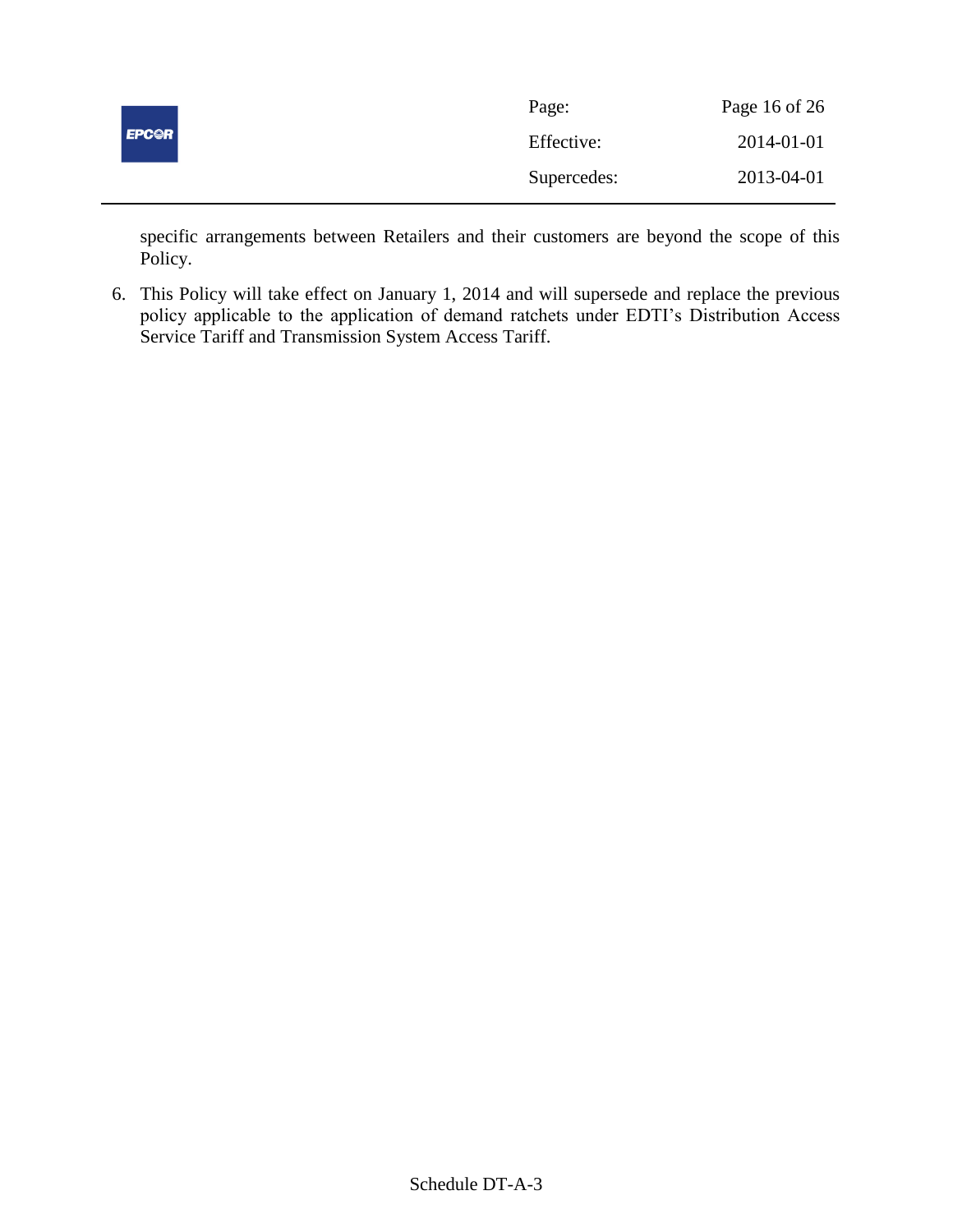specific arrangements between Retailers and their customers are beyond the scope of this Policy.

6. This Policy will take effect on January 1, 2014 and will supersede and replace the previous policy applicable to the application of demand ratchets under EDTI's Distribution Access Service Tariff and Transmission System Access Tariff.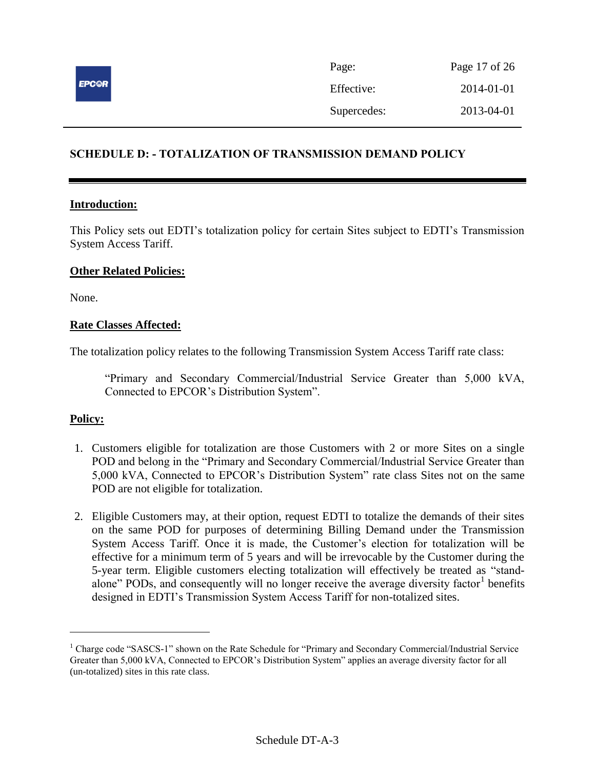## SCHEDULE D: - TOTALIZATION OF TRANSMISSION DEMAND POLICY

**Introduction:**

This Policy sets out EDTI's totalization policy for certain Sites subject to EDTI's Transmission System Access Tariff.

**Other Related Policies:**

None.

**Rate Classes Affected:**

The totalization policy relates to the following Transmission System Access Tariff rate class:

> "Primary and Secondary Commercial/Industrial Service Greater than 5,000 kVA, Connected to EPCOR's Distribution System".

**Policy:**

1. Customers eligible for totalization are those Customers with 2 or more Sites on a single POD and belong in the "Primary and Secondary Commercial/Industrial Service Greater than 5,000 kVA, Connected to EPCOR's Distribution System" rate class Sites not on the same POD are not eligible for totalization.

2. Eligible Customers may, at their option, request EDTI to totalize the demands of their sites on the same POD for purposes of determining Billing Demand under the Transmission System Access Tariff. Once it is made, the Customer's election for totalization will be effective for a minimum term of 5 years and will be irrevocable by the Customer during the 5-year term. Eligible customers electing totalization will effectively be treated as "stand-alone" PODs, and consequently will no longer receive the average diversity factor[1] benefits designed in EDTI's Transmission System Access Tariff for non-totalized sites.

---

[1] Charge code "SASCS-1" shown on the Rate Schedule for "Primary and Secondary Commercial/Industrial Service Greater than 5,000 kVA, Connected to EPCOR's Distribution System" applies an average diversity factor for all (un-totalized) sites in this rate class.

Schedule DT-A-3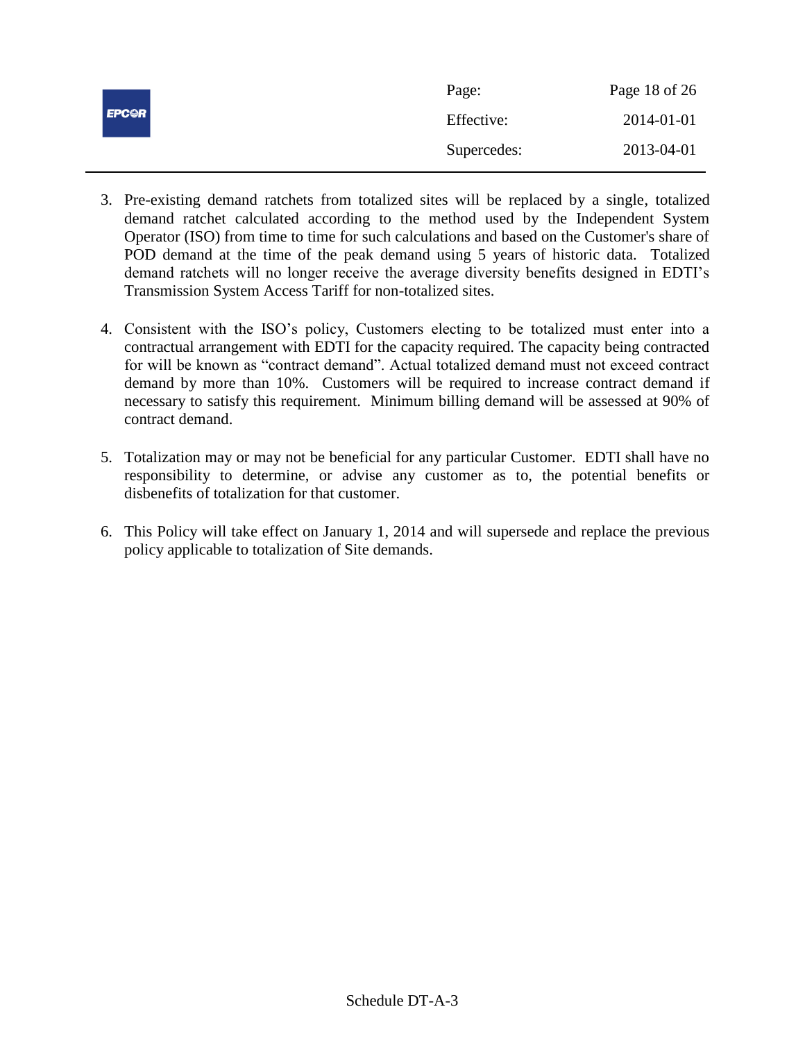3. Pre-existing demand ratchets from totalized sites will be replaced by a single, totalized demand ratchet calculated according to the method used by the Independent System Operator (ISO) from time to time for such calculations and based on the Customer's share of POD demand at the time of the peak demand using 5 years of historic data. Totalized demand ratchets will no longer receive the average diversity benefits designed in EDTI's Transmission System Access Tariff for non-totalized sites.

4. Consistent with the ISO's policy, Customers electing to be totalized must enter into a contractual arrangement with EDTI for the capacity required. The capacity being contracted for will be known as "contract demand". Actual totalized demand must not exceed contract demand by more than 10%. Customers will be required to increase contract demand if necessary to satisfy this requirement. Minimum billing demand will be assessed at 90% of contract demand.

5. Totalization may or may not be beneficial for any particular Customer. EDTI shall have no responsibility to determine, or advise any customer as to, the potential benefits or disbenefits of totalization for that customer.

6. This Policy will take effect on January 1, 2014 and will supersede and replace the previous policy applicable to totalization of Site demands.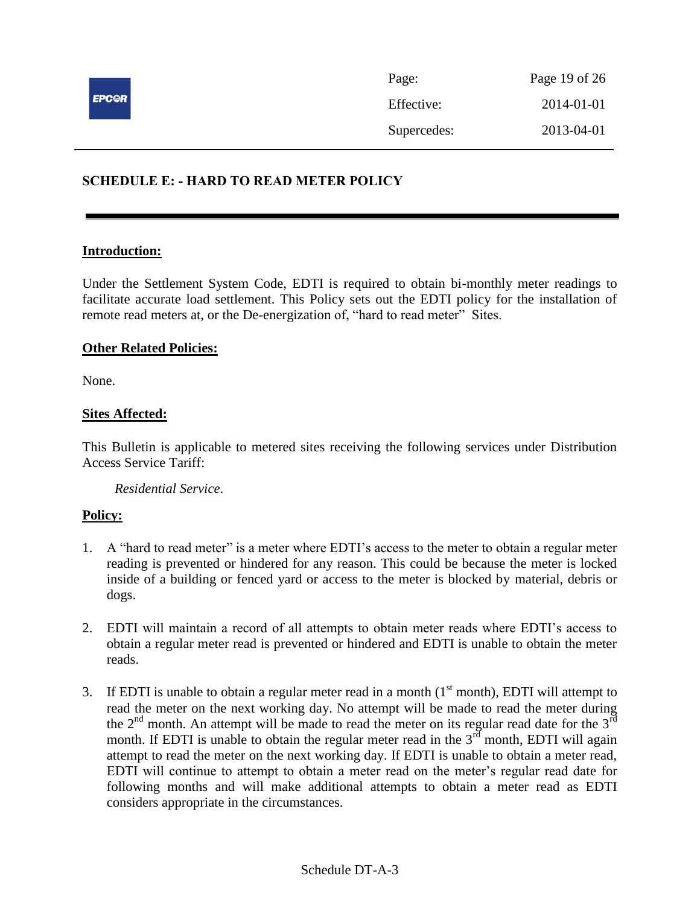## SCHEDULE E: - HARD TO READ METER POLICY

---

**Introduction:**

Under the Settlement System Code, EDTI is required to obtain bi-monthly meter readings to facilitate accurate load settlement. This Policy sets out the EDTI policy for the installation of remote read meters at, or the De-energization of, "hard to read meter" Sites.

**Other Related Policies:**

None.

**Sites Affected:**

This Bulletin is applicable to metered sites receiving the following services under Distribution Access Service Tariff:

*Residential Service*.

**Policy:**

1. A "hard to read meter" is a meter where EDTI's access to the meter to obtain a regular meter reading is prevented or hindered for any reason. This could be because the meter is locked inside of a building or fenced yard or access to the meter is blocked by material, debris or dogs.

2. EDTI will maintain a record of all attempts to obtain meter reads where EDTI's access to obtain a regular meter read is prevented or hindered and EDTI is unable to obtain the meter reads.

3. If EDTI is unable to obtain a regular meter read in a month (1st month), EDTI will attempt to read the meter on the next working day. No attempt will be made to read the meter during the 2nd month. An attempt will be made to read the meter on its regular read date for the 3rd month. If EDTI is unable to obtain the regular meter read in the 3rd month, EDTI will again attempt to read the meter on the next working day. If EDTI is unable to obtain a meter read, EDTI will continue to attempt to obtain a meter read on the meter's regular read date for following months and will make additional attempts to obtain a meter read as EDTI considers appropriate in the circumstances.

Schedule DT-A-3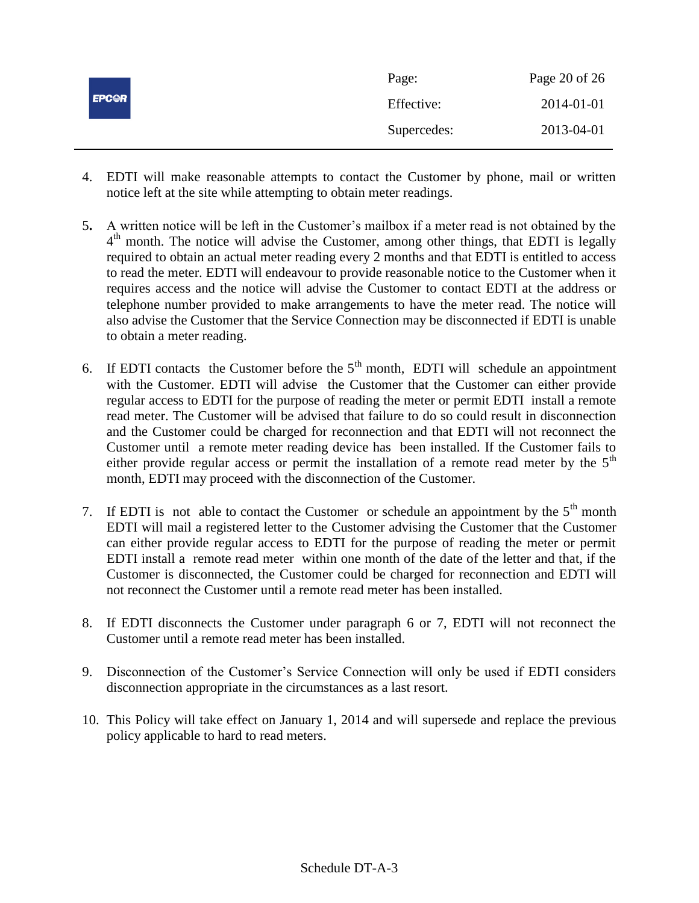4. EDTI will make reasonable attempts to contact the Customer by phone, mail or written notice left at the site while attempting to obtain meter readings.

5. A written notice will be left in the Customer's mailbox if a meter read is not obtained by the 4th month. The notice will advise the Customer, among other things, that EDTI is legally required to obtain an actual meter reading every 2 months and that EDTI is entitled to access to read the meter. EDTI will endeavour to provide reasonable notice to the Customer when it requires access and the notice will advise the Customer to contact EDTI at the address or telephone number provided to make arrangements to have the meter read. The notice will also advise the Customer that the Service Connection may be disconnected if EDTI is unable to obtain a meter reading.

6. If EDTI contacts the Customer before the 5th month, EDTI will schedule an appointment with the Customer. EDTI will advise the Customer that the Customer can either provide regular access to EDTI for the purpose of reading the meter or permit EDTI install a remote read meter. The Customer will be advised that failure to do so could result in disconnection and the Customer could be charged for reconnection and that EDTI will not reconnect the Customer until a remote meter reading device has been installed. If the Customer fails to either provide regular access or permit the installation of a remote read meter by the 5th month, EDTI may proceed with the disconnection of the Customer.

7. If EDTI is not able to contact the Customer or schedule an appointment by the 5th month EDTI will mail a registered letter to the Customer advising the Customer that the Customer can either provide regular access to EDTI for the purpose of reading the meter or permit EDTI install a remote read meter within one month of the date of the letter and that, if the Customer is disconnected, the Customer could be charged for reconnection and EDTI will not reconnect the Customer until a remote read meter has been installed.

8. If EDTI disconnects the Customer under paragraph 6 or 7, EDTI will not reconnect the Customer until a remote read meter has been installed.

9. Disconnection of the Customer's Service Connection will only be used if EDTI considers disconnection appropriate in the circumstances as a last resort.

10. This Policy will take effect on January 1, 2014 and will supersede and replace the previous policy applicable to hard to read meters.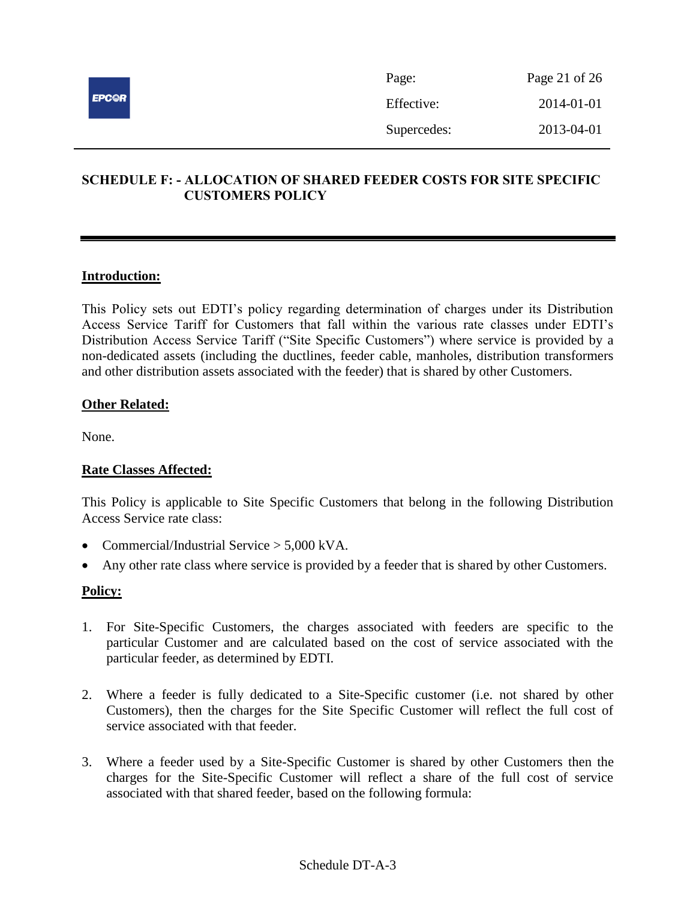## SCHEDULE F: - ALLOCATION OF SHARED FEEDER COSTS FOR SITE SPECIFIC CUSTOMERS POLICY

**Introduction:**

This Policy sets out EDTI's policy regarding determination of charges under its Distribution Access Service Tariff for Customers that fall within the various rate classes under EDTI's Distribution Access Service Tariff ("Site Specific Customers") where service is provided by a non-dedicated assets (including the ductlines, feeder cable, manholes, distribution transformers and other distribution assets associated with the feeder) that is shared by other Customers.

**Other Related:**

None.

**Rate Classes Affected:**

This Policy is applicable to Site Specific Customers that belong in the following Distribution Access Service rate class:

- Commercial/Industrial Service > 5,000 kVA.
- Any other rate class where service is provided by a feeder that is shared by other Customers.

**Policy:**

1. For Site-Specific Customers, the charges associated with feeders are specific to the particular Customer and are calculated based on the cost of service associated with the particular feeder, as determined by EDTI.

2. Where a feeder is fully dedicated to a Site-Specific customer (i.e. not shared by other Customers), then the charges for the Site Specific Customer will reflect the full cost of service associated with that feeder.

3. Where a feeder used by a Site-Specific Customer is shared by other Customers then the charges for the Site-Specific Customer will reflect a share of the full cost of service associated with that shared feeder, based on the following formula:

Schedule DT-A-3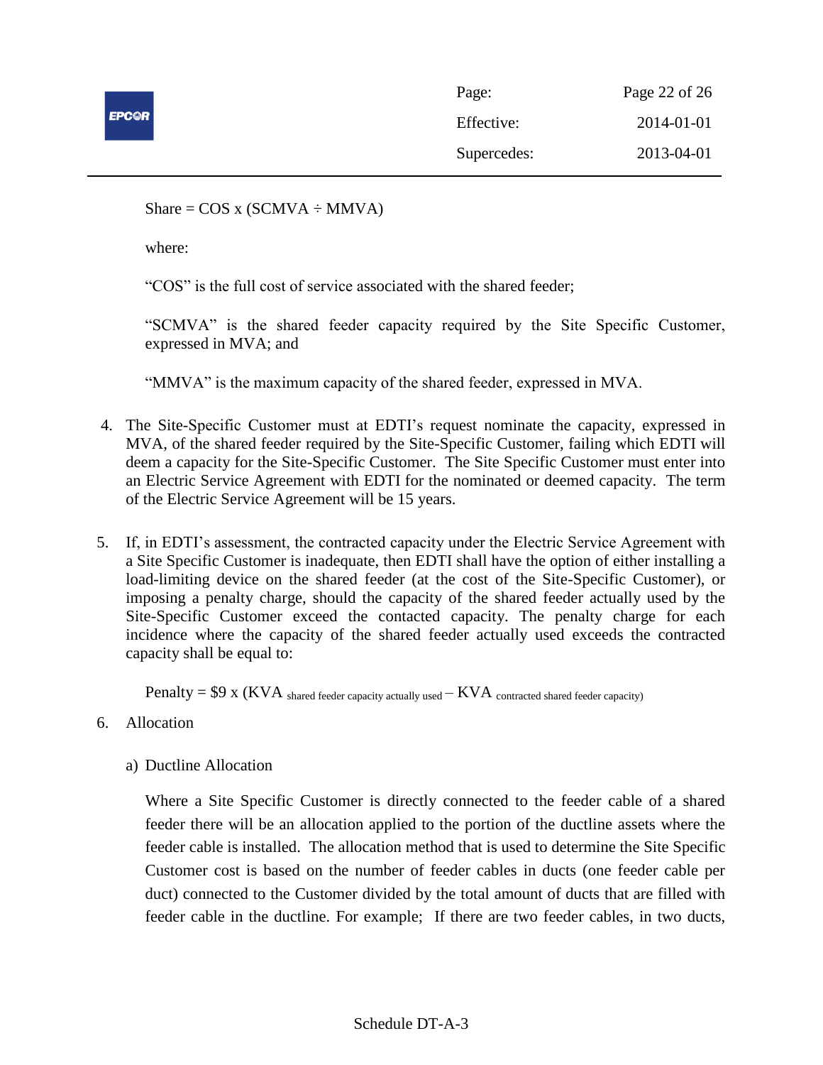Share = COS x (SCMVA ÷ MMVA)

where:

"COS" is the full cost of service associated with the shared feeder;

"SCMVA" is the shared feeder capacity required by the Site Specific Customer, expressed in MVA; and

"MMVA" is the maximum capacity of the shared feeder, expressed in MVA.

4. The Site-Specific Customer must at EDTI's request nominate the capacity, expressed in MVA, of the shared feeder required by the Site-Specific Customer, failing which EDTI will deem a capacity for the Site-Specific Customer. The Site Specific Customer must enter into an Electric Service Agreement with EDTI for the nominated or deemed capacity. The term of the Electric Service Agreement will be 15 years.

5. If, in EDTI's assessment, the contracted capacity under the Electric Service Agreement with a Site Specific Customer is inadequate, then EDTI shall have the option of either installing a load-limiting device on the shared feeder (at the cost of the Site-Specific Customer), or imposing a penalty charge, should the capacity of the shared feeder actually used by the Site-Specific Customer exceed the contacted capacity. The penalty charge for each incidence where the capacity of the shared feeder actually used exceeds the contracted capacity shall be equal to:

   Penalty = \$9 x ($KVA_{\text{shared feeder capacity actually used}} - KVA_{\text{contracted shared feeder capacity}}$)

6. Allocation

   a) Ductline Allocation

   Where a Site Specific Customer is directly connected to the feeder cable of a shared feeder there will be an allocation applied to the portion of the ductline assets where the feeder cable is installed. The allocation method that is used to determine the Site Specific Customer cost is based on the number of feeder cables in ducts (one feeder cable per duct) connected to the Customer divided by the total amount of ducts that are filled with feeder cable in the ductline. For example; If there are two feeder cables, in two ducts,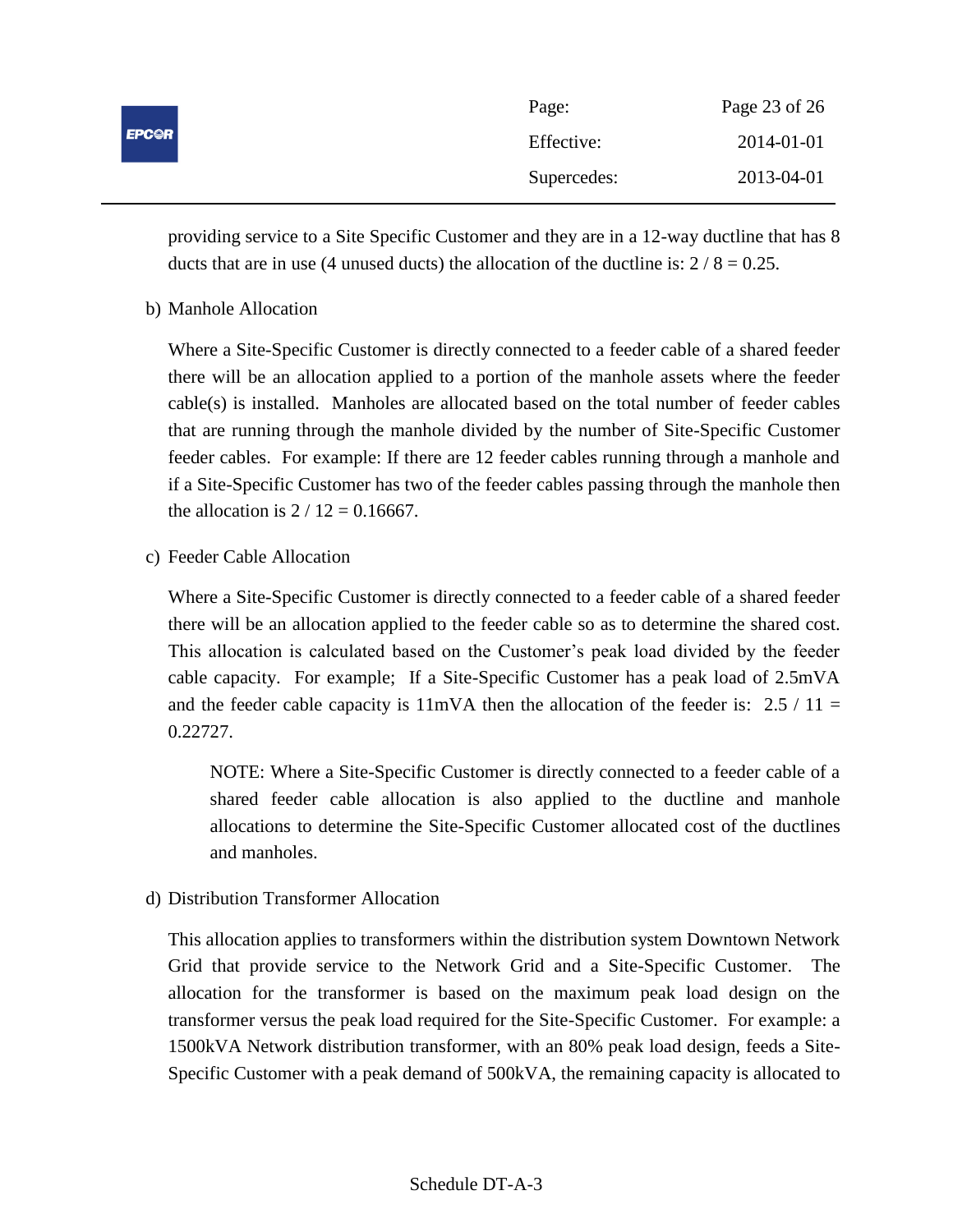providing service to a Site Specific Customer and they are in a 12-way ductline that has 8 ducts that are in use (4 unused ducts) the allocation of the ductline is: 2 / 8 = 0.25.

b) Manhole Allocation

Where a Site-Specific Customer is directly connected to a feeder cable of a shared feeder there will be an allocation applied to a portion of the manhole assets where the feeder cable(s) is installed. Manholes are allocated based on the total number of feeder cables that are running through the manhole divided by the number of Site-Specific Customer feeder cables. For example: If there are 12 feeder cables running through a manhole and if a Site-Specific Customer has two of the feeder cables passing through the manhole then the allocation is 2 / 12 = 0.16667.

c) Feeder Cable Allocation

Where a Site-Specific Customer is directly connected to a feeder cable of a shared feeder there will be an allocation applied to the feeder cable so as to determine the shared cost. This allocation is calculated based on the Customer's peak load divided by the feeder cable capacity. For example; If a Site-Specific Customer has a peak load of 2.5mVA and the feeder cable capacity is 11mVA then the allocation of the feeder is: 2.5 / 11 = 0.22727.

> NOTE: Where a Site-Specific Customer is directly connected to a feeder cable of a shared feeder cable allocation is also applied to the ductline and manhole allocations to determine the Site-Specific Customer allocated cost of the ductlines and manholes.

d) Distribution Transformer Allocation

This allocation applies to transformers within the distribution system Downtown Network Grid that provide service to the Network Grid and a Site-Specific Customer. The allocation for the transformer is based on the maximum peak load design on the transformer versus the peak load required for the Site-Specific Customer. For example: a 1500kVA Network distribution transformer, with an 80% peak load design, feeds a Site-Specific Customer with a peak demand of 500kVA, the remaining capacity is allocated to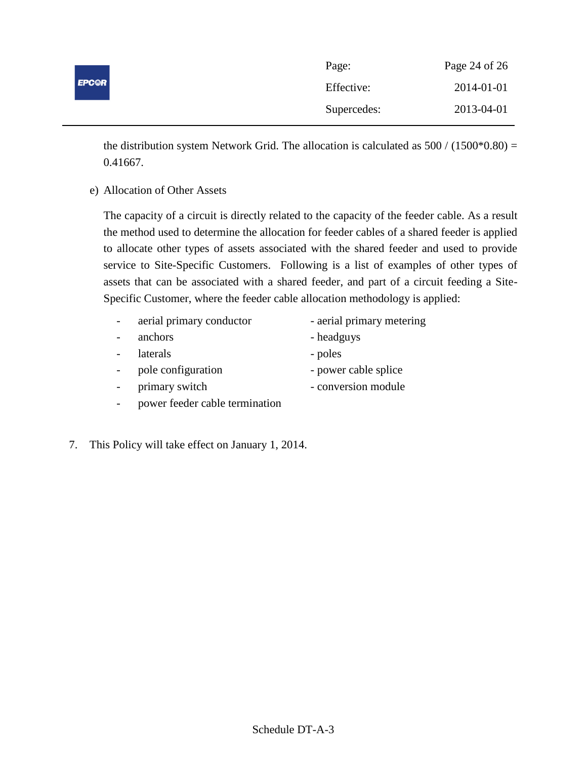the distribution system Network Grid. The allocation is calculated as $500 / (1500*0.80) = 0.41667$.

e) Allocation of Other Assets

The capacity of a circuit is directly related to the capacity of the feeder cable. As a result the method used to determine the allocation for feeder cables of a shared feeder is applied to allocate other types of assets associated with the shared feeder and used to provide service to Site-Specific Customers. Following is a list of examples of other types of assets that can be associated with a shared feeder, and part of a circuit feeding a Site-Specific Customer, where the feeder cable allocation methodology is applied:

- aerial primary conductor
- aerial primary metering
- anchors
- headguys
- laterals
- poles
- pole configuration
- power cable splice
- primary switch
- conversion module
- power feeder cable termination

7. This Policy will take effect on January 1, 2014.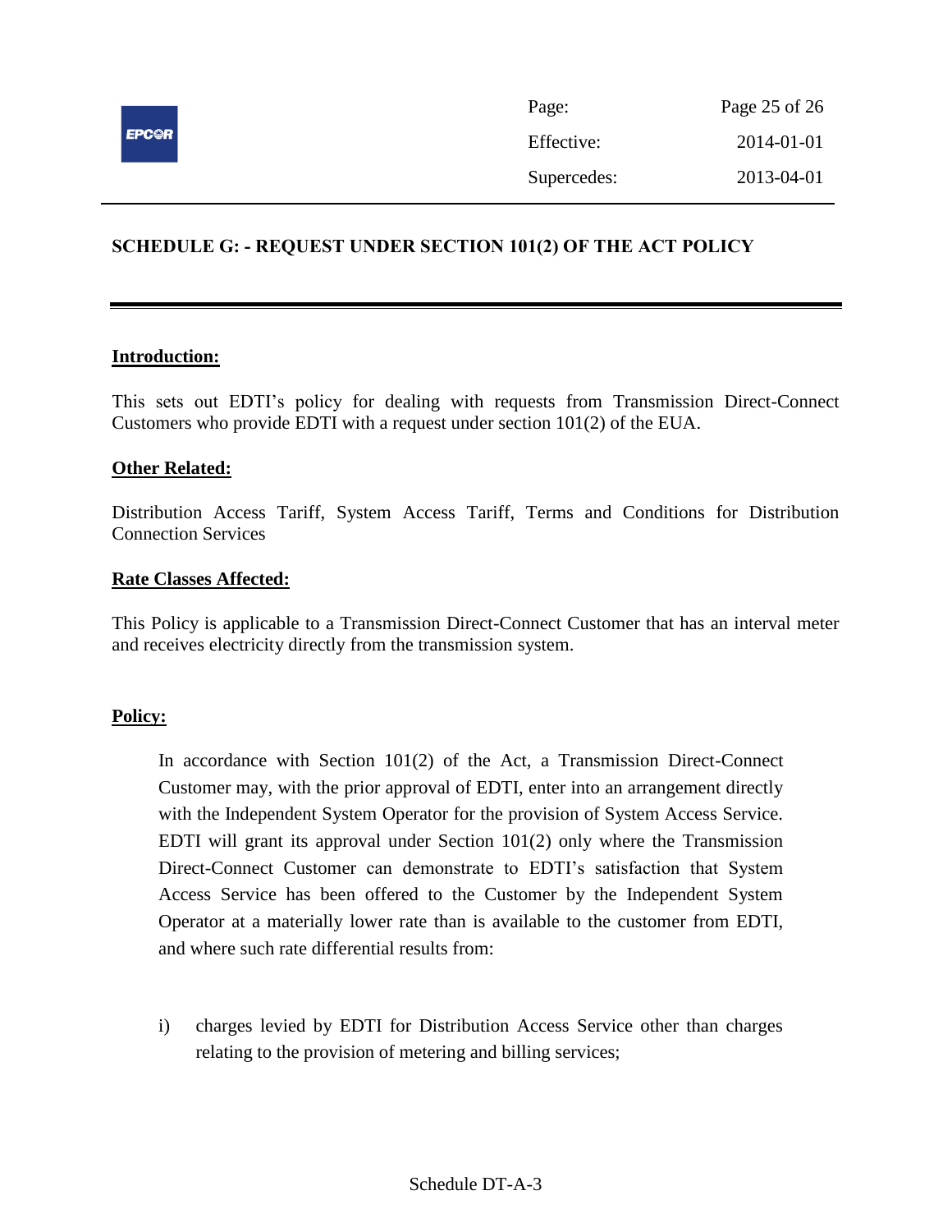## SCHEDULE G: - REQUEST UNDER SECTION 101(2) OF THE ACT POLICY

**Introduction:**

This sets out EDTI's policy for dealing with requests from Transmission Direct-Connect Customers who provide EDTI with a request under section 101(2) of the EUA.

**Other Related:**

Distribution Access Tariff, System Access Tariff, Terms and Conditions for Distribution Connection Services

**Rate Classes Affected:**

This Policy is applicable to a Transmission Direct-Connect Customer that has an interval meter and receives electricity directly from the transmission system.

**Policy:**

In accordance with Section 101(2) of the Act, a Transmission Direct-Connect Customer may, with the prior approval of EDTI, enter into an arrangement directly with the Independent System Operator for the provision of System Access Service. EDTI will grant its approval under Section 101(2) only where the Transmission Direct-Connect Customer can demonstrate to EDTI's satisfaction that System Access Service has been offered to the Customer by the Independent System Operator at a materially lower rate than is available to the customer from EDTI, and where such rate differential results from:

i) charges levied by EDTI for Distribution Access Service other than charges relating to the provision of metering and billing services;

Schedule DT-A-3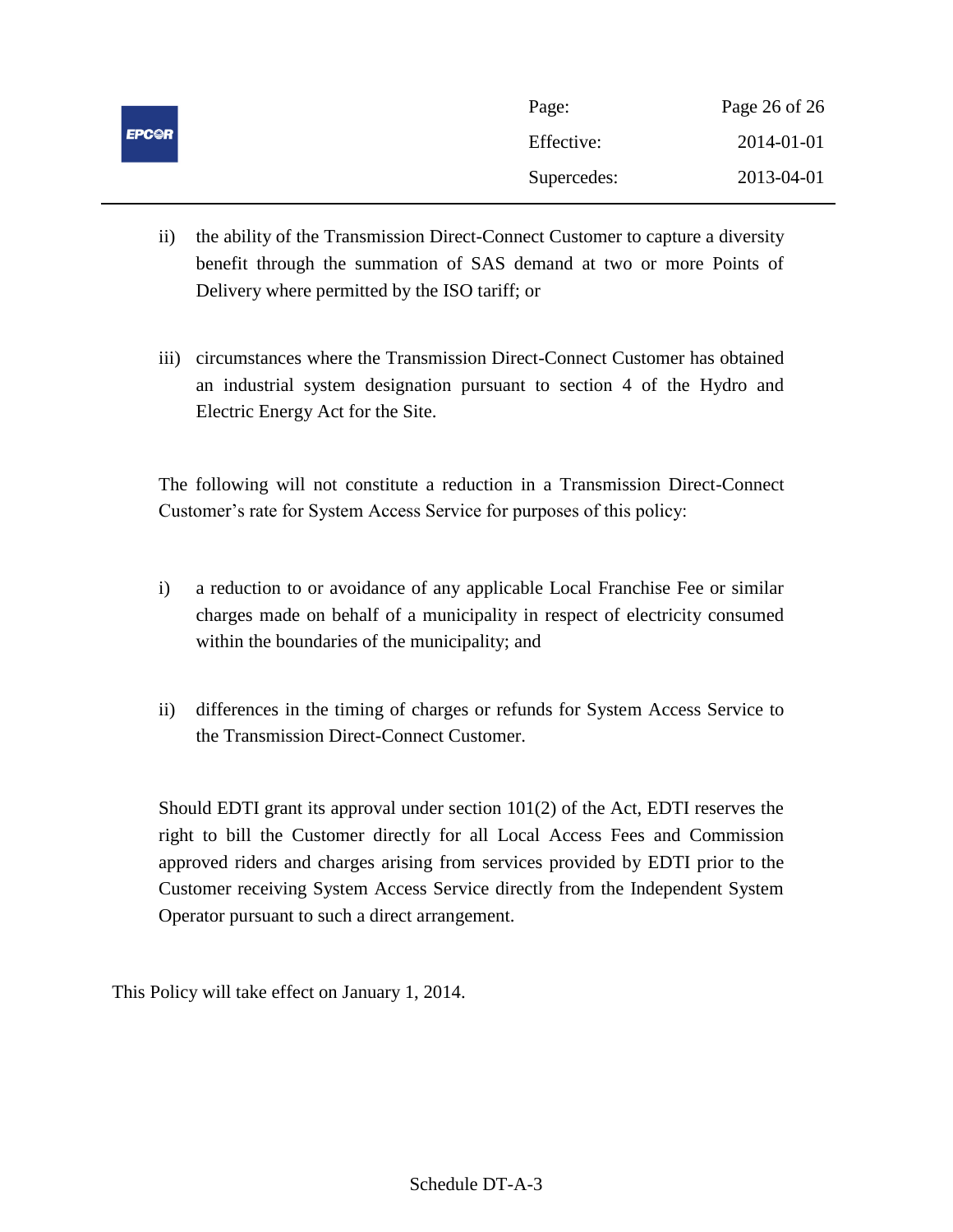ii) the ability of the Transmission Direct-Connect Customer to capture a diversity benefit through the summation of SAS demand at two or more Points of Delivery where permitted by the ISO tariff; or

iii) circumstances where the Transmission Direct-Connect Customer has obtained an industrial system designation pursuant to section 4 of the Hydro and Electric Energy Act for the Site.

The following will not constitute a reduction in a Transmission Direct-Connect Customer's rate for System Access Service for purposes of this policy:

i) a reduction to or avoidance of any applicable Local Franchise Fee or similar charges made on behalf of a municipality in respect of electricity consumed within the boundaries of the municipality; and

ii) differences in the timing of charges or refunds for System Access Service to the Transmission Direct-Connect Customer.

Should EDTI grant its approval under section 101(2) of the Act, EDTI reserves the right to bill the Customer directly for all Local Access Fees and Commission approved riders and charges arising from services provided by EDTI prior to the Customer receiving System Access Service directly from the Independent System Operator pursuant to such a direct arrangement.

This Policy will take effect on January 1, 2014.

Schedule DT-A-3